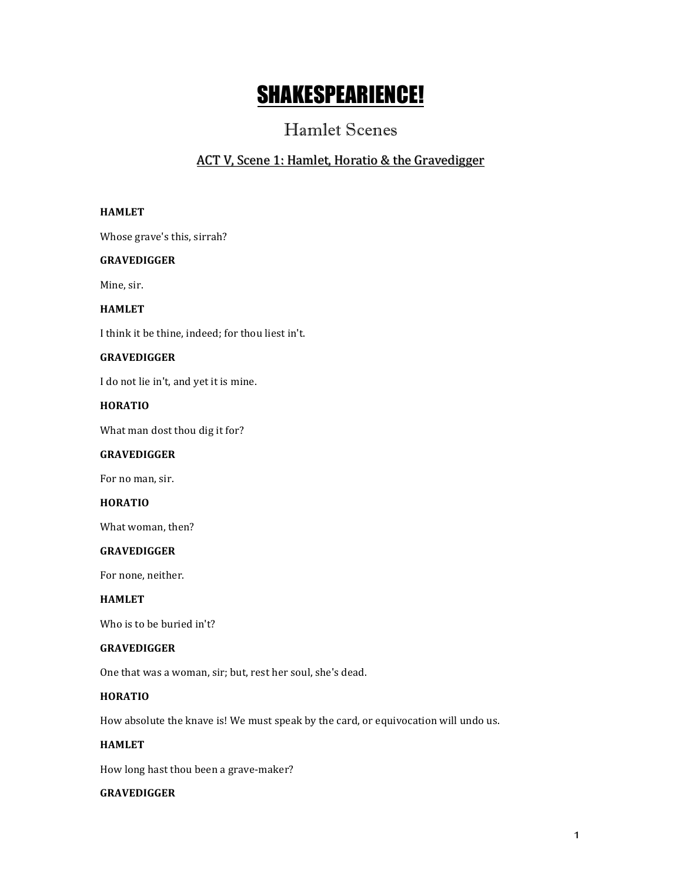# SHAKESPEARIENCE!

## Hamlet Scenes

### ACT V, Scene 1: Hamlet, Horatio & the Gravedigger

**HAMLET**

Whose grave's this, sirrah?

**GRAVEDIGGER**

Mine, sir.

**HAMLET**

I think it be thine, indeed; for thou liest in't.

**GRAVEDIGGER**

I do not lie in't, and yet it is mine.

**HORATIO**

What man dost thou dig it for?

**GRAVEDIGGER**

For no man, sir.

**HORATIO**

What woman, then?

**GRAVEDIGGER**

For none, neither.

**HAMLET**

Who is to be buried in't?

**GRAVEDIGGER**

One that was a woman, sir; but, rest her soul, she's dead.

**HORATIO**

How absolute the knave is! We must speak by the card, or equivocation will undo us.

**HAMLET**

How long hast thou been a grave-maker?

**GRAVEDIGGER**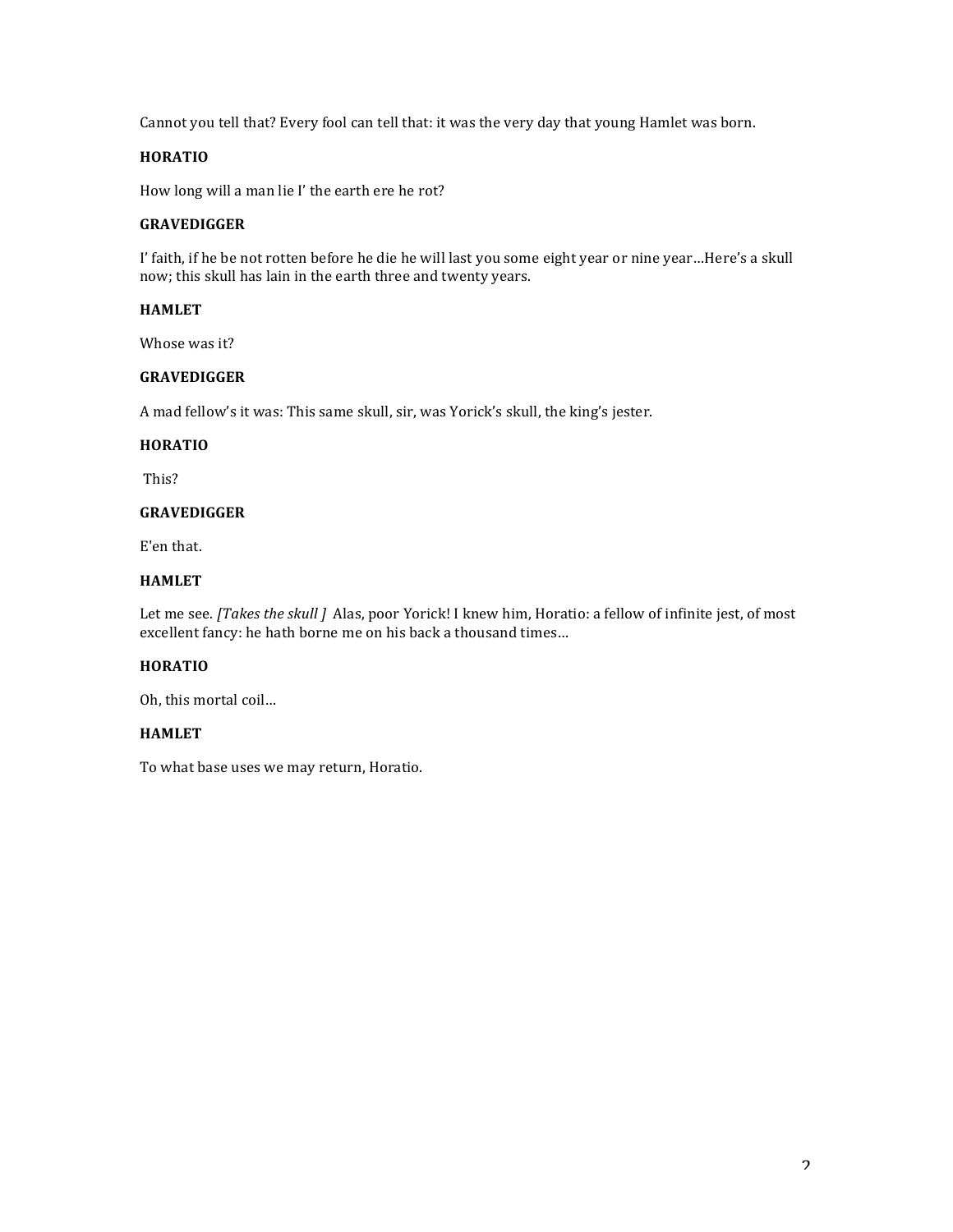Cannot you tell that? Every fool can tell that: it was the very day that young Hamlet was born.

**HORATIO**

How long will a man lie I' the earth ere he rot?

**GRAVEDIGGER**

I' faith, if he be not rotten before he die he will last you some eight year or nine year…Here's a skull now; this skull has lain in the earth three and twenty years.

**HAMLET**

Whose was it?

**GRAVEDIGGER**

A mad fellow's it was: This same skull, sir, was Yorick's skull, the king's jester.

**HORATIO**

This?

**GRAVEDIGGER**

E'en that.

**HAMLET**

Let me see. *[Takes the skull ]* Alas, poor Yorick! I knew him, Horatio: a fellow of infinite jest, of most excellent fancy: he hath borne me on his back a thousand times…

**HORATIO**

Oh, this mortal coil…

**HAMLET**

To what base uses we may return, Horatio.